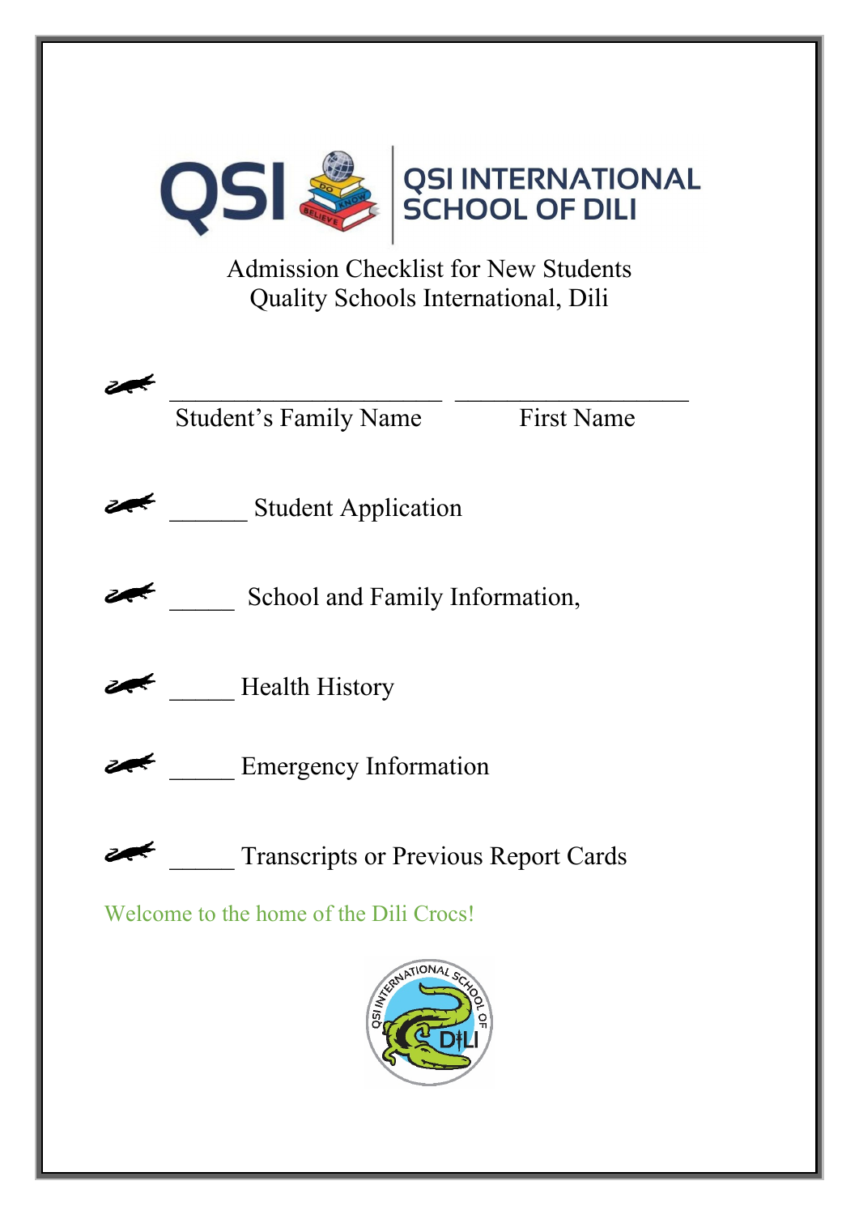QSI INTERNATIONAL SCHOOL OF DILI

Admission Checklist for New Students
Quality Schools International, Dili

_____________________ ___________________
Student's Family Name First Name

- ______ Student Application
- _____ School and Family Information,
- _____ Health History
- _____ Emergency Information
- _____ Transcripts or Previous Report Cards

Welcome to the home of the Dili Crocs!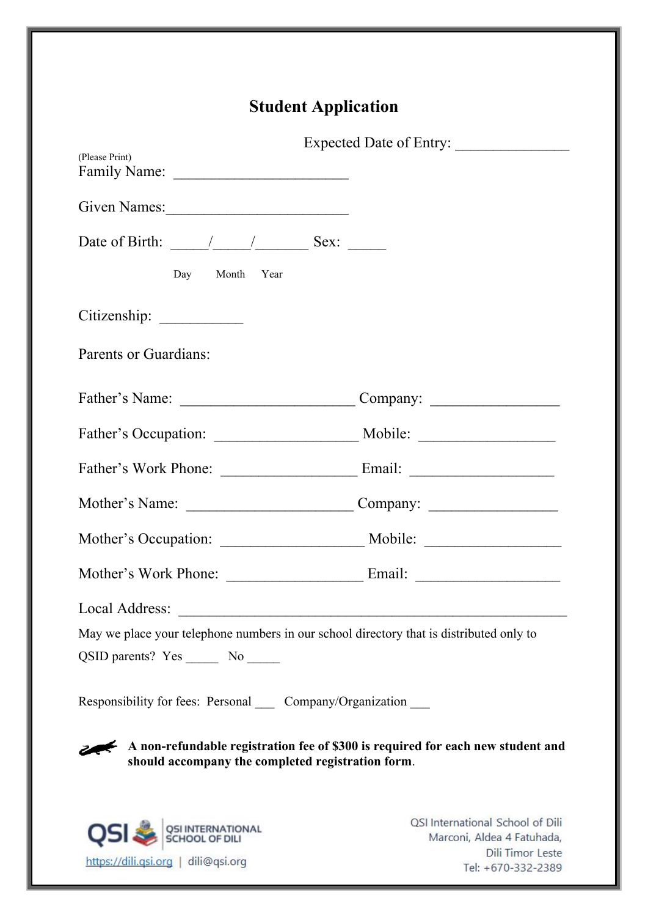# Student Application

Expected Date of Entry: _______________

(Please Print)

Family Name: _______________________

Given Names:________________________

Date of Birth: _____/_____/_______ Sex: _____

Day Month Year

Citizenship: ___________

Parents or Guardians:

Father's Name: _______________________ Company: _________________

Father's Occupation: ___________________ Mobile: __________________

Father's Work Phone: __________________ Email: ___________________

Mother's Name: ______________________ Company: _________________

Mother's Occupation: ___________________ Mobile: __________________

Mother's Work Phone: __________________ Email: ___________________

Local Address: ___________________________________________________

May we place your telephone numbers in our school directory that is distributed only to QSID parents? Yes _____ No _____

Responsibility for fees: Personal ___ Company/Organization ___

**A non-refundable registration fee of $300 is required for each new student and should accompany the completed registration form**.

QSI INTERNATIONAL SCHOOL OF DILI

https://dili.qsi.org | dili@qsi.org

QSI International School of Dili
Marconi, Aldea 4 Fatuhada,
Dili Timor Leste
Tel: +670-332-2389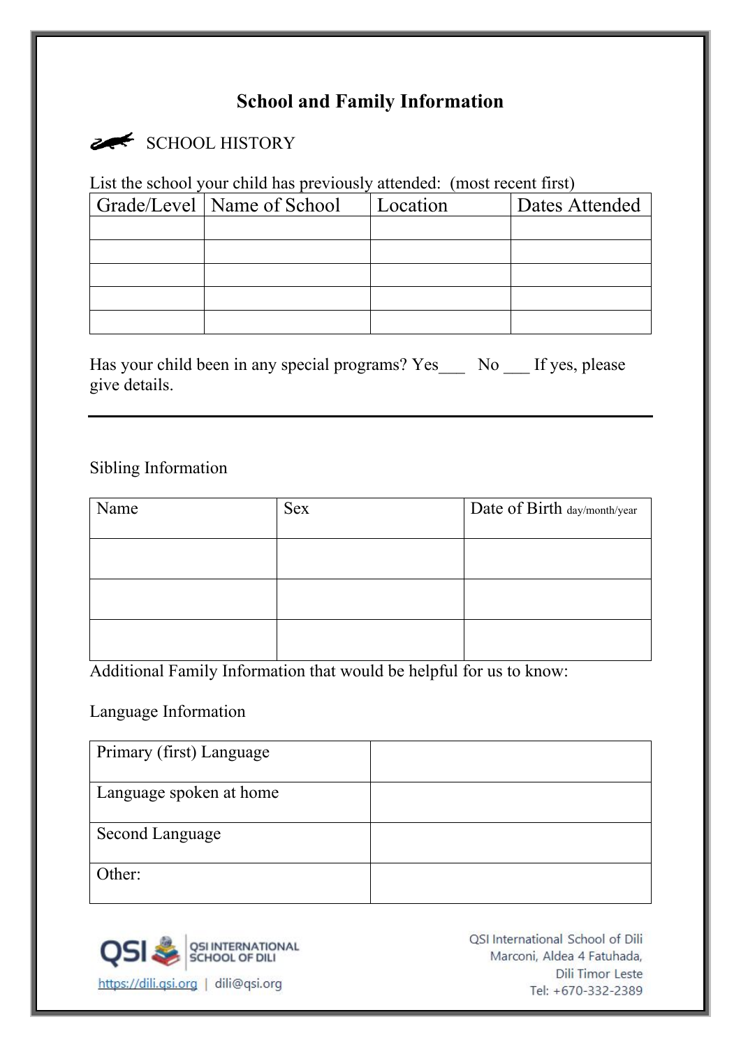# School and Family Information

SCHOOL HISTORY

List the school your child has previously attended: (most recent first)

| Grade/Level | Name of School | Location | Dates Attended |
|---|---|---|---|
| | | | |
| | | | |
| | | | |
| | | | |
| | | | |

Has your child been in any special programs? Yes___ No ___ If yes, please give details.

---

Sibling Information

| Name | Sex | Date of Birth day/month/year |
|---|---|---|
| | | |
| | | |
| | | |

Additional Family Information that would be helpful for us to know:

Language Information

| | |
|---|---|
| Primary (first) Language | |
| Language spoken at home | |
| Second Language | |
| Other: | |

QSI International School of Dili
https://dili.qsi.org | dili@qsi.org

QSI International School of Dili
Marconi, Aldea 4 Fatuhada,
Dili Timor Leste
Tel: +670-332-2389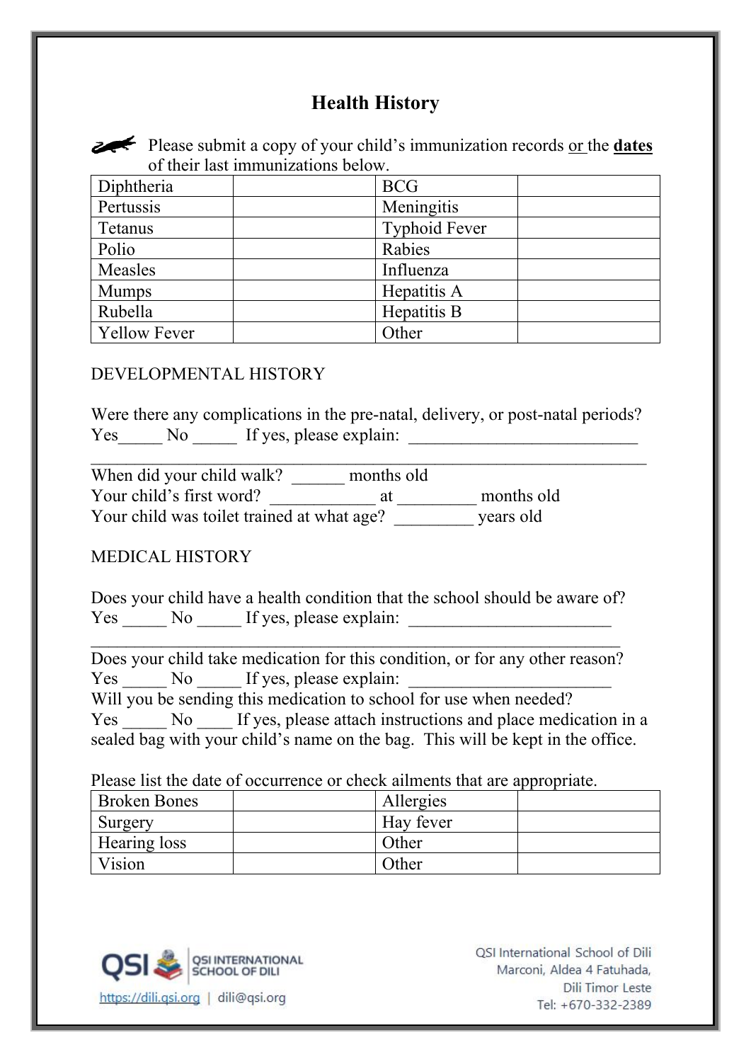# Health History

Please submit a copy of your child's immunization records or the **dates** of their last immunizations below.

| | | | |
|---|---|---|---|
| Diphtheria | | BCG | |
| Pertussis | | Meningitis | |
| Tetanus | | Typhoid Fever | |
| Polio | | Rabies | |
| Measles | | Influenza | |
| Mumps | | Hepatitis A | |
| Rubella | | Hepatitis B | |
| Yellow Fever | | Other | |

DEVELOPMENTAL HISTORY

Were there any complications in the pre-natal, delivery, or post-natal periods?
Yes_____ No _____ If yes, please explain: __________________________
_________________________________________________________________
When did your child walk? ______ months old
Your child's first word? ____________ at _________ months old
Your child was toilet trained at what age? _________ years old

MEDICAL HISTORY

Does your child have a health condition that the school should be aware of?
Yes _____ No _____ If yes, please explain: _______________________
_____________________________________________________________
Does your child take medication for this condition, or for any other reason?
Yes _____ No _____ If yes, please explain: _______________________
Will you be sending this medication to school for use when needed?
Yes _____ No ____ If yes, please attach instructions and place medication in a sealed bag with your child's name on the bag. This will be kept in the office.

Please list the date of occurrence or check ailments that are appropriate.

| | | | |
|---|---|---|---|
| Broken Bones | | Allergies | |
| Surgery | | Hay fever | |
| Hearing loss | | Other | |
| Vision | | Other | |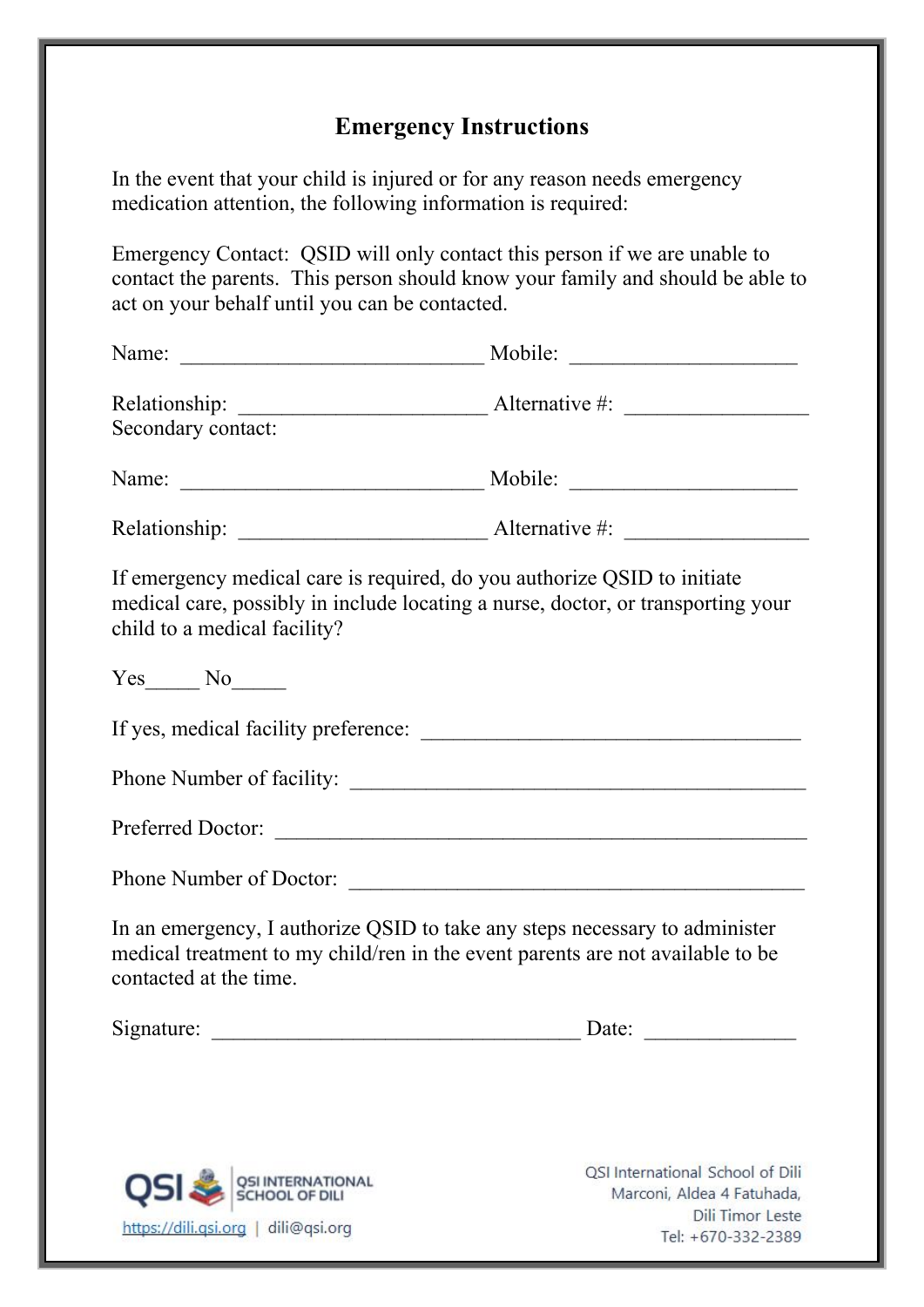# Emergency Instructions

In the event that your child is injured or for any reason needs emergency medication attention, the following information is required:

Emergency Contact: QSID will only contact this person if we are unable to contact the parents. This person should know your family and should be able to act on your behalf until you can be contacted.

Name: ____________________________ Mobile: _____________________

Relationship: _______________________ Alternative #: _________________

Secondary contact:

Name: ____________________________ Mobile: _____________________

Relationship: _______________________ Alternative #: _________________

If emergency medical care is required, do you authorize QSID to initiate medical care, possibly in include locating a nurse, doctor, or transporting your child to a medical facility?

Yes_____ No_____

If yes, medical facility preference: ___________________________________

Phone Number of facility: __________________________________________

Preferred Doctor: _________________________________________________

Phone Number of Doctor: __________________________________________

In an emergency, I authorize QSID to take any steps necessary to administer medical treatment to my child/ren in the event parents are not available to be contacted at the time.

Signature: __________________________________ Date: ______________

QSI | QSI INTERNATIONAL SCHOOL OF DILI

https://dili.qsi.org | dili@qsi.org

QSI International School of Dili
Marconi, Aldea 4 Fatuhada,
Dili Timor Leste
Tel: +670-332-2389